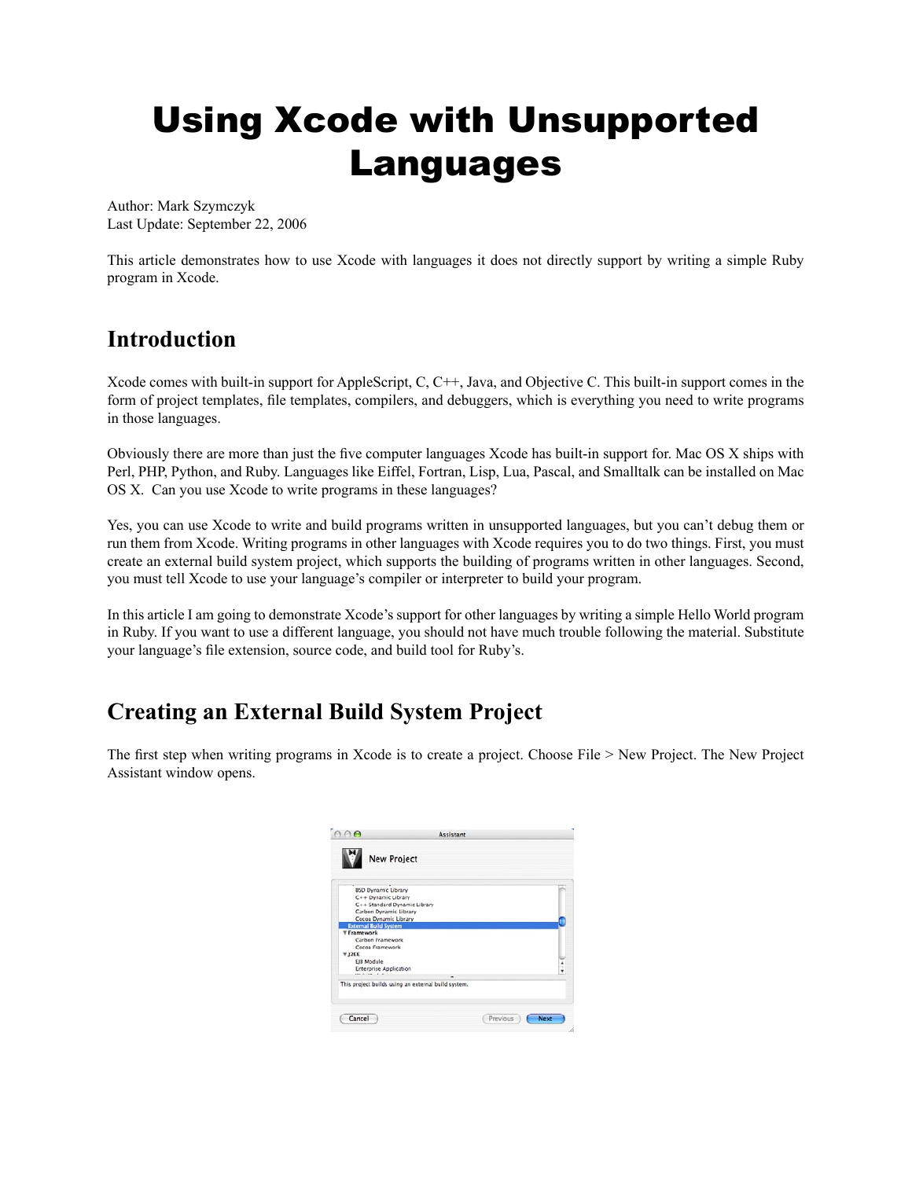# Using Xcode with Unsupported Languages

Author: Mark Szymczyk
Last Update: September 22, 2006

This article demonstrates how to use Xcode with languages it does not directly support by writing a simple Ruby program in Xcode.

## Introduction

Xcode comes with built-in support for AppleScript, C, C++, Java, and Objective C. This built-in support comes in the form of project templates, file templates, compilers, and debuggers, which is everything you need to write programs in those languages.

Obviously there are more than just the five computer languages Xcode has built-in support for. Mac OS X ships with Perl, PHP, Python, and Ruby. Languages like Eiffel, Fortran, Lisp, Lua, Pascal, and Smalltalk can be installed on Mac OS X. Can you use Xcode to write programs in these languages?

Yes, you can use Xcode to write and build programs written in unsupported languages, but you can't debug them or run them from Xcode. Writing programs in other languages with Xcode requires you to do two things. First, you must create an external build system project, which supports the building of programs written in other languages. Second, you must tell Xcode to use your language's compiler or interpreter to build your program.

In this article I am going to demonstrate Xcode's support for other languages by writing a simple Hello World program in Ruby. If you want to use a different language, you should not have much trouble following the material. Substitute your language's file extension, source code, and build tool for Ruby's.

## Creating an External Build System Project

The first step when writing programs in Xcode is to create a project. Choose File > New Project. The New Project Assistant window opens.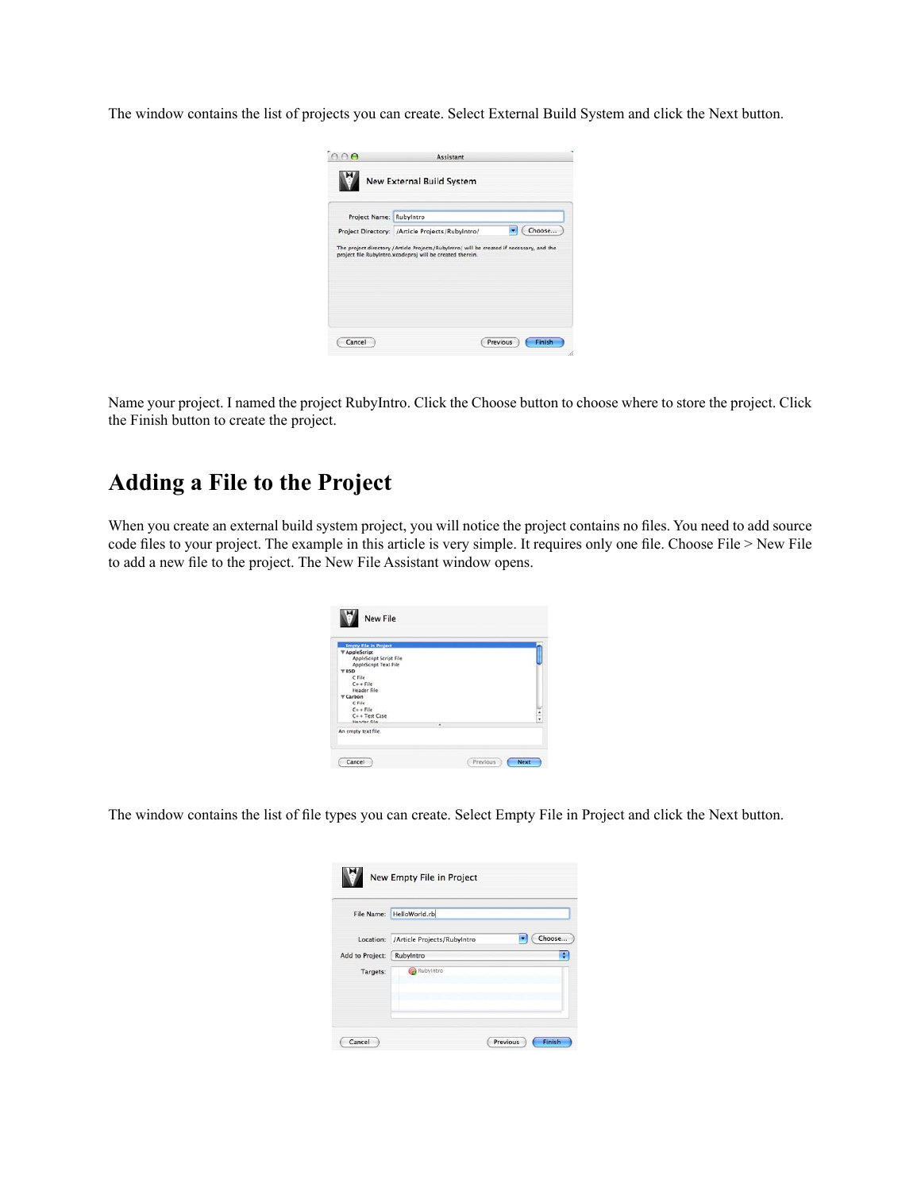The window contains the list of projects you can create. Select External Build System and click the Next button.

Name your project. I named the project RubyIntro. Click the Choose button to choose where to store the project. Click the Finish button to create the project.

## Adding a File to the Project

When you create an external build system project, you will notice the project contains no files. You need to add source code files to your project. The example in this article is very simple. It requires only one file. Choose File > New File to add a new file to the project. The New File Assistant window opens.

The window contains the list of file types you can create. Select Empty File in Project and click the Next button.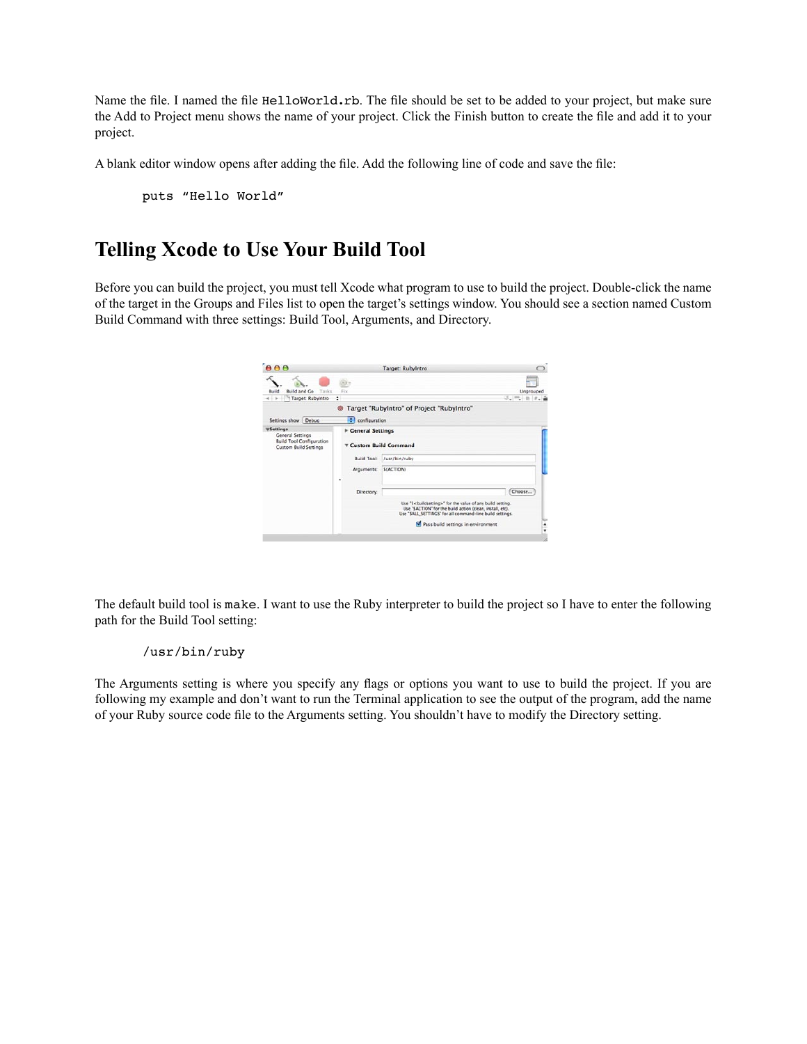Name the file. I named the file `HelloWorld.rb`. The file should be set to be added to your project, but make sure the Add to Project menu shows the name of your project. Click the Finish button to create the file and add it to your project.

A blank editor window opens after adding the file. Add the following line of code and save the file:

```
puts "Hello World"
```

## Telling Xcode to Use Your Build Tool

Before you can build the project, you must tell Xcode what program to use to build the project. Double-click the name of the target in the Groups and Files list to open the target's settings window. You should see a section named Custom Build Command with three settings: Build Tool, Arguments, and Directory.

The default build tool is `make`. I want to use the Ruby interpreter to build the project so I have to enter the following path for the Build Tool setting:

```
/usr/bin/ruby
```

The Arguments setting is where you specify any flags or options you want to use to build the project. If you are following my example and don't want to run the Terminal application to see the output of the program, add the name of your Ruby source code file to the Arguments setting. You shouldn't have to modify the Directory setting.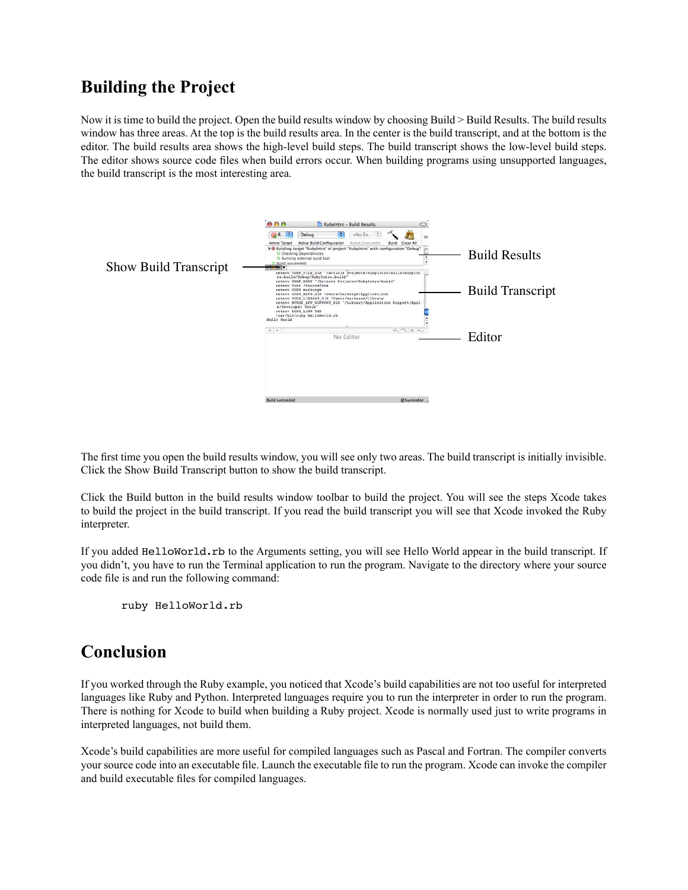## Building the Project

Now it is time to build the project. Open the build results window by choosing Build > Build Results. The build results window has three areas. At the top is the build results area. In the center is the build transcript, and at the bottom is the editor. The build results area shows the high-level build steps. The build transcript shows the low-level build steps. The editor shows source code files when build errors occur. When building programs using unsupported languages, the build transcript is the most interesting area.

Show Build Transcript

Build Results

Build Transcript

Editor

The first time you open the build results window, you will see only two areas. The build transcript is initially invisible. Click the Show Build Transcript button to show the build transcript.

Click the Build button in the build results window toolbar to build the project. You will see the steps Xcode takes to build the project in the build transcript. If you read the build transcript you will see that Xcode invoked the Ruby interpreter.

If you added `HelloWorld.rb` to the Arguments setting, you will see Hello World appear in the build transcript. If you didn't, you have to run the Terminal application to run the program. Navigate to the directory where your source code file is and run the following command:

```
ruby HelloWorld.rb
```

## Conclusion

If you worked through the Ruby example, you noticed that Xcode's build capabilities are not too useful for interpreted languages like Ruby and Python. Interpreted languages require you to run the interpreter in order to run the program. There is nothing for Xcode to build when building a Ruby project. Xcode is normally used just to write programs in interpreted languages, not build them.

Xcode's build capabilities are more useful for compiled languages such as Pascal and Fortran. The compiler converts your source code into an executable file. Launch the executable file to run the program. Xcode can invoke the compiler and build executable files for compiled languages.